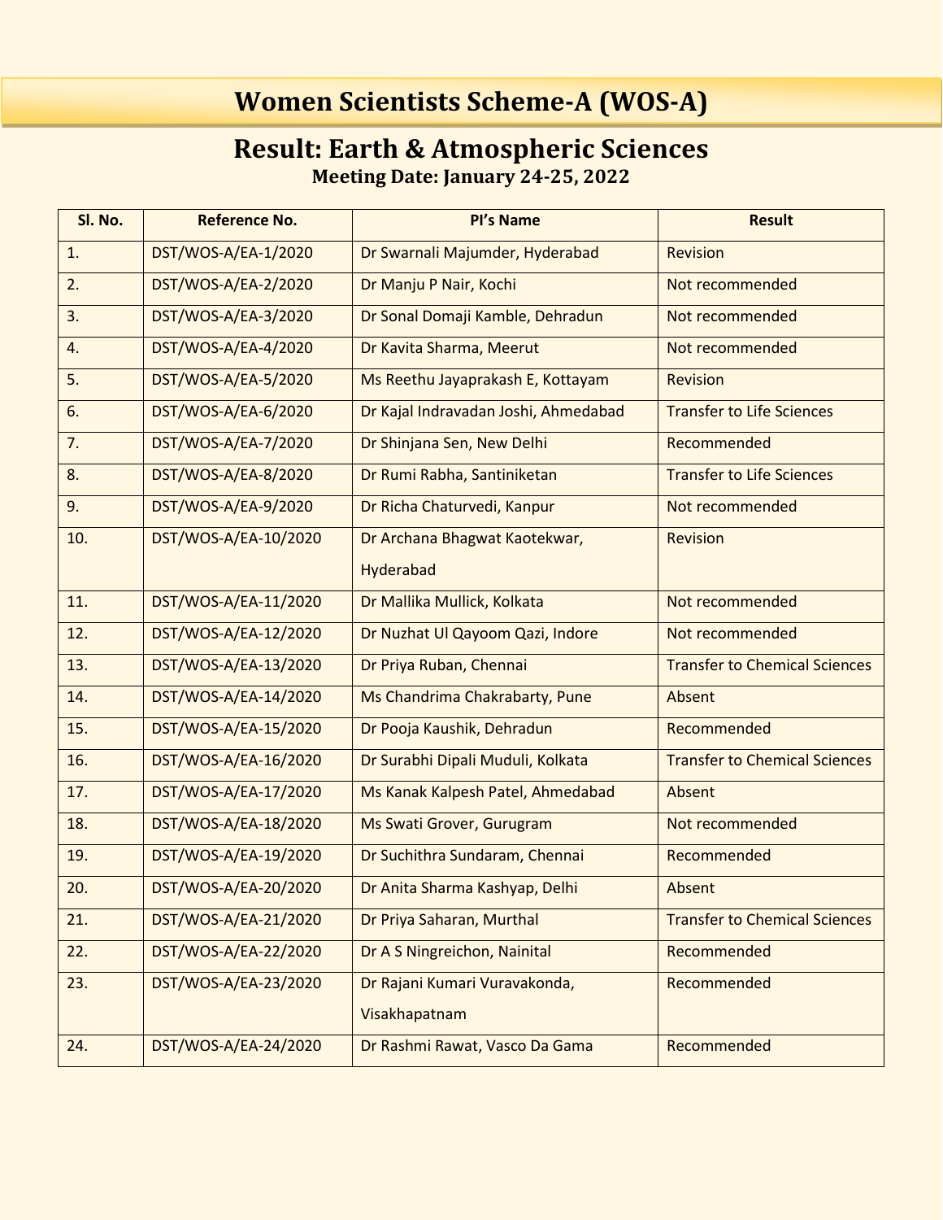# Women Scientists Scheme-A (WOS-A)

## Result: Earth & Atmospheric Sciences

### Meeting Date: January 24-25, 2022

| Sl. No. | Reference No. | PI's Name | Result |
|---|---|---|---|
| 1. | DST/WOS-A/EA-1/2020 | Dr Swarnali Majumder, Hyderabad | Revision |
| 2. | DST/WOS-A/EA-2/2020 | Dr Manju P Nair, Kochi | Not recommended |
| 3. | DST/WOS-A/EA-3/2020 | Dr Sonal Domaji Kamble, Dehradun | Not recommended |
| 4. | DST/WOS-A/EA-4/2020 | Dr Kavita Sharma, Meerut | Not recommended |
| 5. | DST/WOS-A/EA-5/2020 | Ms Reethu Jayaprakash E, Kottayam | Revision |
| 6. | DST/WOS-A/EA-6/2020 | Dr Kajal Indravadan Joshi, Ahmedabad | Transfer to Life Sciences |
| 7. | DST/WOS-A/EA-7/2020 | Dr Shinjana Sen, New Delhi | Recommended |
| 8. | DST/WOS-A/EA-8/2020 | Dr Rumi Rabha, Santiniketan | Transfer to Life Sciences |
| 9. | DST/WOS-A/EA-9/2020 | Dr Richa Chaturvedi, Kanpur | Not recommended |
| 10. | DST/WOS-A/EA-10/2020 | Dr Archana Bhagwat Kaotekwar, Hyderabad | Revision |
| 11. | DST/WOS-A/EA-11/2020 | Dr Mallika Mullick, Kolkata | Not recommended |
| 12. | DST/WOS-A/EA-12/2020 | Dr Nuzhat Ul Qayoom Qazi, Indore | Not recommended |
| 13. | DST/WOS-A/EA-13/2020 | Dr Priya Ruban, Chennai | Transfer to Chemical Sciences |
| 14. | DST/WOS-A/EA-14/2020 | Ms Chandrima Chakrabarty, Pune | Absent |
| 15. | DST/WOS-A/EA-15/2020 | Dr Pooja Kaushik, Dehradun | Recommended |
| 16. | DST/WOS-A/EA-16/2020 | Dr Surabhi Dipali Muduli, Kolkata | Transfer to Chemical Sciences |
| 17. | DST/WOS-A/EA-17/2020 | Ms Kanak Kalpesh Patel, Ahmedabad | Absent |
| 18. | DST/WOS-A/EA-18/2020 | Ms Swati Grover, Gurugram | Not recommended |
| 19. | DST/WOS-A/EA-19/2020 | Dr Suchithra Sundaram, Chennai | Recommended |
| 20. | DST/WOS-A/EA-20/2020 | Dr Anita Sharma Kashyap, Delhi | Absent |
| 21. | DST/WOS-A/EA-21/2020 | Dr Priya Saharan, Murthal | Transfer to Chemical Sciences |
| 22. | DST/WOS-A/EA-22/2020 | Dr A S Ningreichon, Nainital | Recommended |
| 23. | DST/WOS-A/EA-23/2020 | Dr Rajani Kumari Vuravakonda, Visakhapatnam | Recommended |
| 24. | DST/WOS-A/EA-24/2020 | Dr Rashmi Rawat, Vasco Da Gama | Recommended |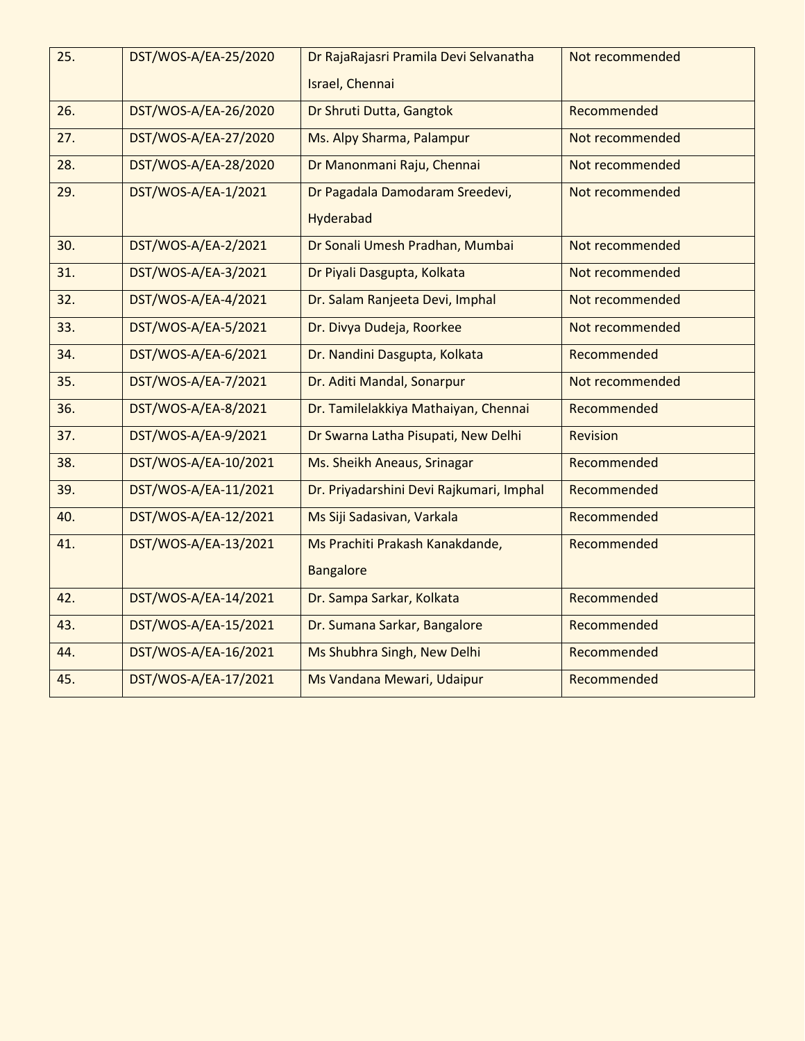| | | | |
|---|---|---|---|
| 25. | DST/WOS-A/EA-25/2020 | Dr RajaRajasri Pramila Devi Selvanatha Israel, Chennai | Not recommended |
| 26. | DST/WOS-A/EA-26/2020 | Dr Shruti Dutta, Gangtok | Recommended |
| 27. | DST/WOS-A/EA-27/2020 | Ms. Alpy Sharma, Palampur | Not recommended |
| 28. | DST/WOS-A/EA-28/2020 | Dr Manonmani Raju, Chennai | Not recommended |
| 29. | DST/WOS-A/EA-1/2021 | Dr Pagadala Damodaram Sreedevi, Hyderabad | Not recommended |
| 30. | DST/WOS-A/EA-2/2021 | Dr Sonali Umesh Pradhan, Mumbai | Not recommended |
| 31. | DST/WOS-A/EA-3/2021 | Dr Piyali Dasgupta, Kolkata | Not recommended |
| 32. | DST/WOS-A/EA-4/2021 | Dr. Salam Ranjeeta Devi, Imphal | Not recommended |
| 33. | DST/WOS-A/EA-5/2021 | Dr. Divya Dudeja, Roorkee | Not recommended |
| 34. | DST/WOS-A/EA-6/2021 | Dr. Nandini Dasgupta, Kolkata | Recommended |
| 35. | DST/WOS-A/EA-7/2021 | Dr. Aditi Mandal, Sonarpur | Not recommended |
| 36. | DST/WOS-A/EA-8/2021 | Dr. Tamilelakkiya Mathaiyan, Chennai | Recommended |
| 37. | DST/WOS-A/EA-9/2021 | Dr Swarna Latha Pisupati, New Delhi | Revision |
| 38. | DST/WOS-A/EA-10/2021 | Ms. Sheikh Aneaus, Srinagar | Recommended |
| 39. | DST/WOS-A/EA-11/2021 | Dr. Priyadarshini Devi Rajkumari, Imphal | Recommended |
| 40. | DST/WOS-A/EA-12/2021 | Ms Siji Sadasivan, Varkala | Recommended |
| 41. | DST/WOS-A/EA-13/2021 | Ms Prachiti Prakash Kanakdande, Bangalore | Recommended |
| 42. | DST/WOS-A/EA-14/2021 | Dr. Sampa Sarkar, Kolkata | Recommended |
| 43. | DST/WOS-A/EA-15/2021 | Dr. Sumana Sarkar, Bangalore | Recommended |
| 44. | DST/WOS-A/EA-16/2021 | Ms Shubhra Singh, New Delhi | Recommended |
| 45. | DST/WOS-A/EA-17/2021 | Ms Vandana Mewari, Udaipur | Recommended |